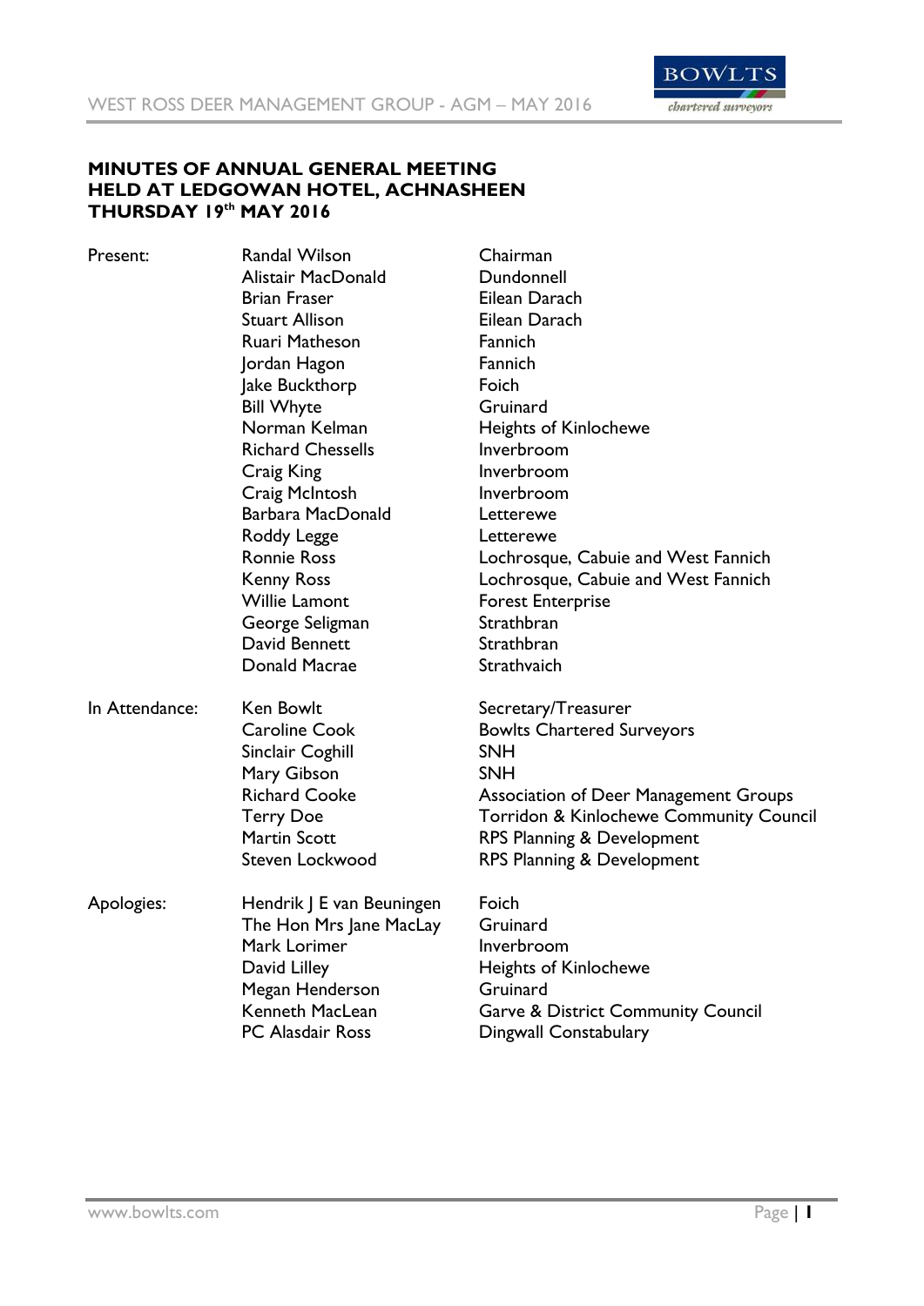## MINUTES OF ANNUAL GENERAL MEETING HELD AT LEDGOWAN HOTEL, ACHNASHEEN THURSDAY 19th MAY 2016

| | | |
|---|---|---|
| Present: | Randal Wilson | Chairman |
| | Alistair MacDonald | Dundonnell |
| | Brian Fraser | Eilean Darach |
| | Stuart Allison | Eilean Darach |
| | Ruari Matheson | Fannich |
| | Jordan Hagon | Fannich |
| | Jake Buckthorp | Foich |
| | Bill Whyte | Gruinard |
| | Norman Kelman | Heights of Kinlochewe |
| | Richard Chessells | Inverbroom |
| | Craig King | Inverbroom |
| | Craig McIntosh | Inverbroom |
| | Barbara MacDonald | Letterewe |
| | Roddy Legge | Letterewe |
| | Ronnie Ross | Lochrosque, Cabuie and West Fannich |
| | Kenny Ross | Lochrosque, Cabuie and West Fannich |
| | Willie Lamont | Forest Enterprise |
| | George Seligman | Strathbran |
| | David Bennett | Strathbran |
| | Donald Macrae | Strathvaich |
| In Attendance: | Ken Bowlt | Secretary/Treasurer |
| | Caroline Cook | Bowlts Chartered Surveyors |
| | Sinclair Coghill | SNH |
| | Mary Gibson | SNH |
| | Richard Cooke | Association of Deer Management Groups |
| | Terry Doe | Torridon & Kinlochewe Community Council |
| | Martin Scott | RPS Planning & Development |
| | Steven Lockwood | RPS Planning & Development |
| Apologies: | Hendrik J E van Beuningen | Foich |
| | The Hon Mrs Jane MacLay | Gruinard |
| | Mark Lorimer | Inverbroom |
| | David Lilley | Heights of Kinlochewe |
| | Megan Henderson | Gruinard |
| | Kenneth MacLean | Garve & District Community Council |
| | PC Alasdair Ross | Dingwall Constabulary |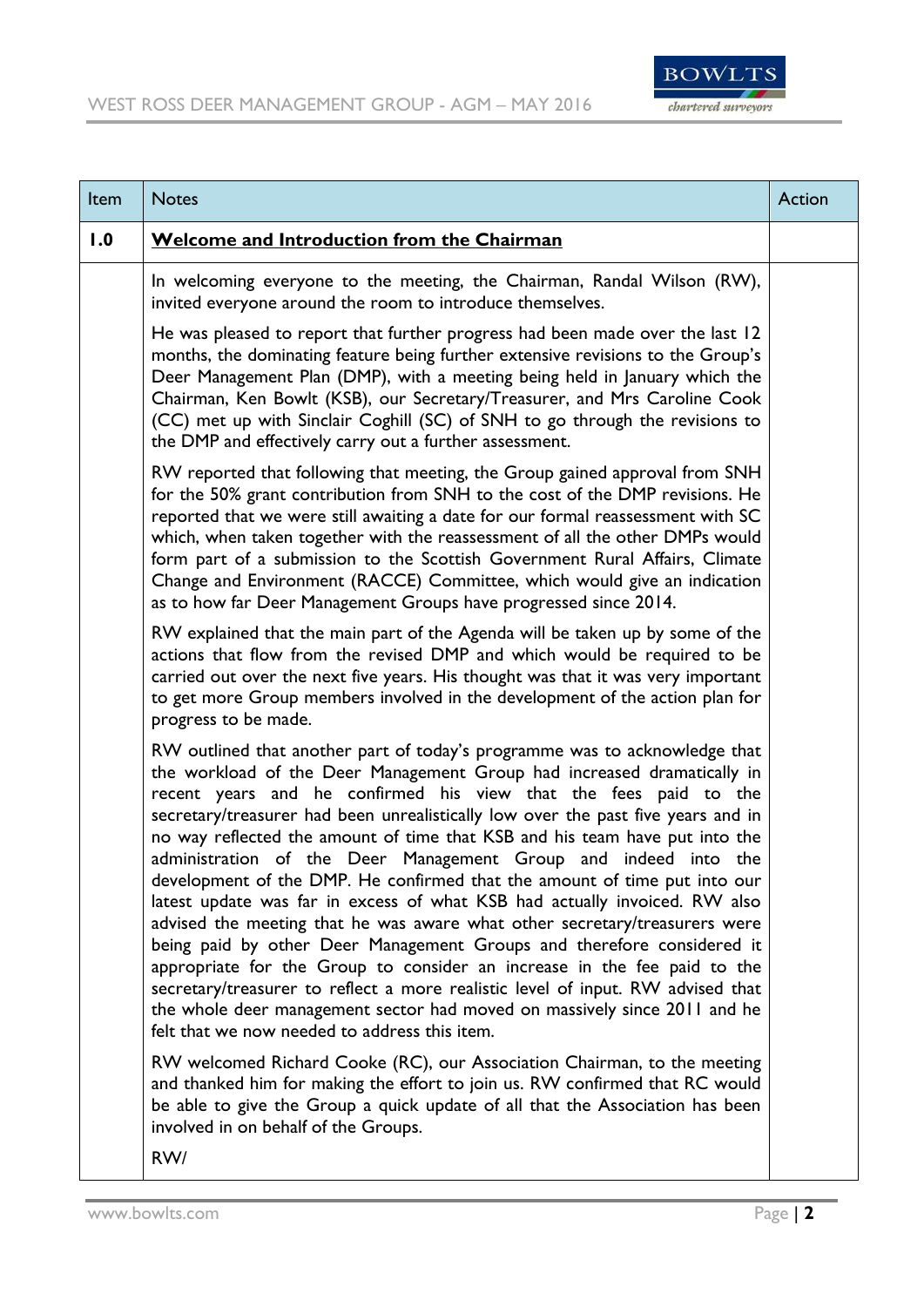| Item | Notes | Action |
|---|---|---|
| **1.0** | **<u>Welcome and Introduction from the Chairman</u>** | |
| | In welcoming everyone to the meeting, the Chairman, Randal Wilson (RW), invited everyone around the room to introduce themselves.<br><br>He was pleased to report that further progress had been made over the last 12 months, the dominating feature being further extensive revisions to the Group's Deer Management Plan (DMP), with a meeting being held in January which the Chairman, Ken Bowlt (KSB), our Secretary/Treasurer, and Mrs Caroline Cook (CC) met up with Sinclair Coghill (SC) of SNH to go through the revisions to the DMP and effectively carry out a further assessment.<br><br>RW reported that following that meeting, the Group gained approval from SNH for the 50% grant contribution from SNH to the cost of the DMP revisions. He reported that we were still awaiting a date for our formal reassessment with SC which, when taken together with the reassessment of all the other DMPs would form part of a submission to the Scottish Government Rural Affairs, Climate Change and Environment (RACCE) Committee, which would give an indication as to how far Deer Management Groups have progressed since 2014.<br><br>RW explained that the main part of the Agenda will be taken up by some of the actions that flow from the revised DMP and which would be required to be carried out over the next five years. His thought was that it was very important to get more Group members involved in the development of the action plan for progress to be made.<br><br>RW outlined that another part of today's programme was to acknowledge that the workload of the Deer Management Group had increased dramatically in recent years and he confirmed his view that the fees paid to the secretary/treasurer had been unrealistically low over the past five years and in no way reflected the amount of time that KSB and his team have put into the administration of the Deer Management Group and indeed into the development of the DMP. He confirmed that the amount of time put into our latest update was far in excess of what KSB had actually invoiced. RW also advised the meeting that he was aware what other secretary/treasurers were being paid by other Deer Management Groups and therefore considered it appropriate for the Group to consider an increase in the fee paid to the secretary/treasurer to reflect a more realistic level of input. RW advised that the whole deer management sector had moved on massively since 2011 and he felt that we now needed to address this item.<br><br>RW welcomed Richard Cooke (RC), our Association Chairman, to the meeting and thanked him for making the effort to join us. RW confirmed that RC would be able to give the Group a quick update of all that the Association has been involved in on behalf of the Groups.<br><br>RW/ | |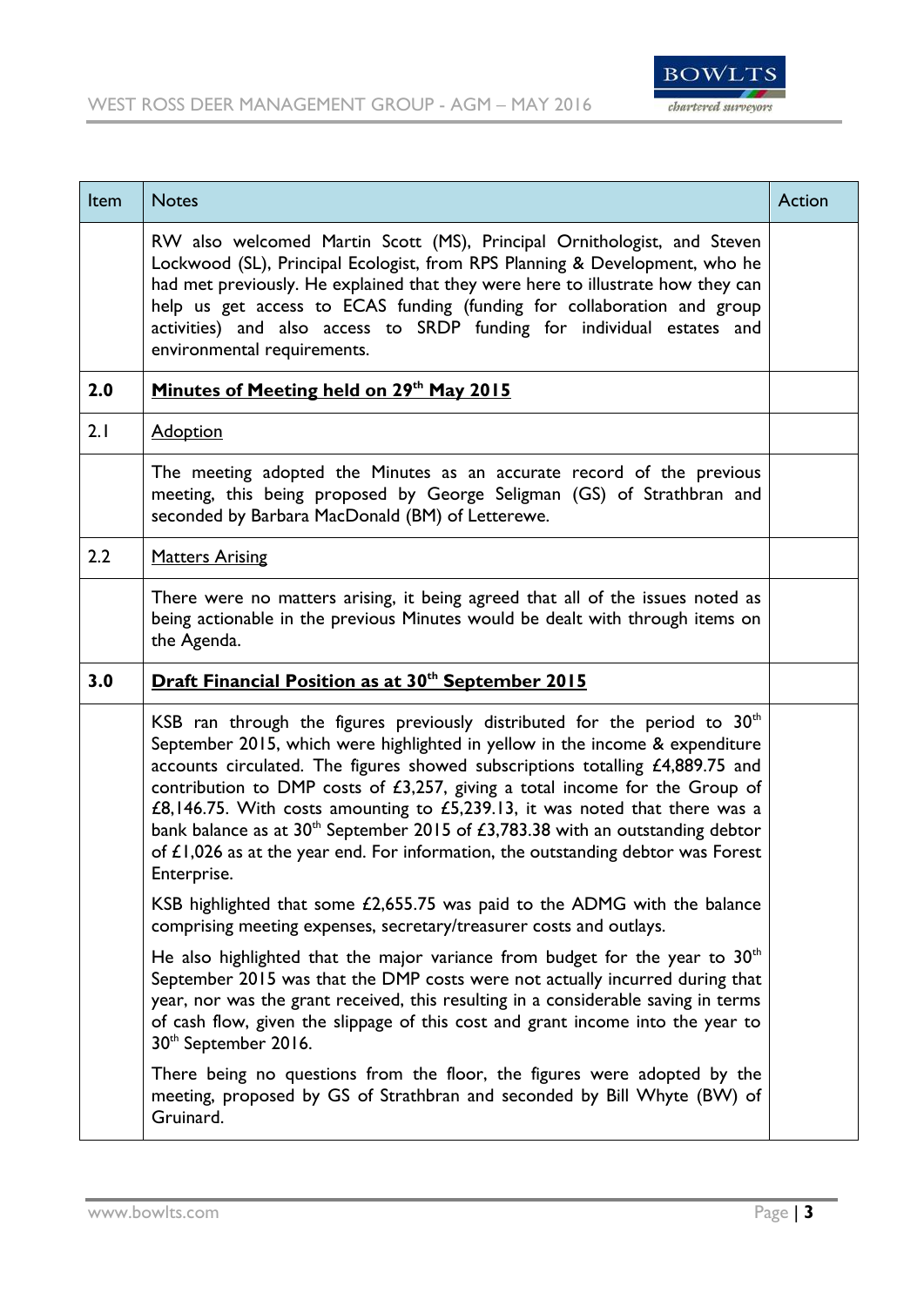| Item | Notes | Action |
|---|---|---|
| | RW also welcomed Martin Scott (MS), Principal Ornithologist, and Steven Lockwood (SL), Principal Ecologist, from RPS Planning & Development, who he had met previously. He explained that they were here to illustrate how they can help us get access to ECAS funding (funding for collaboration and group activities) and also access to SRDP funding for individual estates and environmental requirements. | |
| **2.0** | **<u>Minutes of Meeting held on 29th May 2015</u>** | |
| 2.1 | <u>Adoption</u> | |
| | The meeting adopted the Minutes as an accurate record of the previous meeting, this being proposed by George Seligman (GS) of Strathbran and seconded by Barbara MacDonald (BM) of Letterewe. | |
| 2.2 | <u>Matters Arising</u> | |
| | There were no matters arising, it being agreed that all of the issues noted as being actionable in the previous Minutes would be dealt with through items on the Agenda. | |
| **3.0** | **<u>Draft Financial Position as at 30th September 2015</u>** | |
| | KSB ran through the figures previously distributed for the period to 30th September 2015, which were highlighted in yellow in the income & expenditure accounts circulated. The figures showed subscriptions totalling £4,889.75 and contribution to DMP costs of £3,257, giving a total income for the Group of £8,146.75. With costs amounting to £5,239.13, it was noted that there was a bank balance as at 30th September 2015 of £3,783.38 with an outstanding debtor of £1,026 as at the year end. For information, the outstanding debtor was Forest Enterprise.<br><br>KSB highlighted that some £2,655.75 was paid to the ADMG with the balance comprising meeting expenses, secretary/treasurer costs and outlays.<br><br>He also highlighted that the major variance from budget for the year to 30th September 2015 was that the DMP costs were not actually incurred during that year, nor was the grant received, this resulting in a considerable saving in terms of cash flow, given the slippage of this cost and grant income into the year to 30th September 2016.<br><br>There being no questions from the floor, the figures were adopted by the meeting, proposed by GS of Strathbran and seconded by Bill Whyte (BW) of Gruinard. | |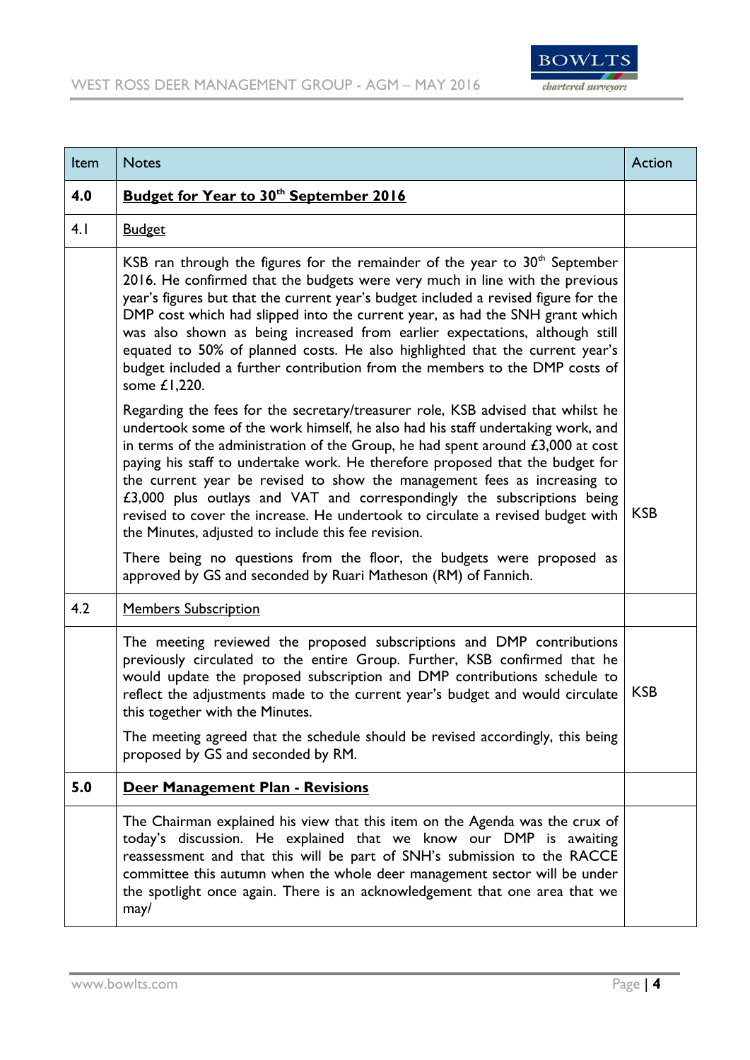| Item | Notes | Action |
|---|---|---|
| **4.0** | **Budget for Year to 30th September 2016** | |
| 4.1 | Budget | |
| | KSB ran through the figures for the remainder of the year to 30th September 2016. He confirmed that the budgets were very much in line with the previous year's figures but that the current year's budget included a revised figure for the DMP cost which had slipped into the current year, as had the SNH grant which was also shown as being increased from earlier expectations, although still equated to 50% of planned costs. He also highlighted that the current year's budget included a further contribution from the members to the DMP costs of some £1,220.<br><br>Regarding the fees for the secretary/treasurer role, KSB advised that whilst he undertook some of the work himself, he also had his staff undertaking work, and in terms of the administration of the Group, he had spent around £3,000 at cost paying his staff to undertake work. He therefore proposed that the budget for the current year be revised to show the management fees as increasing to £3,000 plus outlays and VAT and correspondingly the subscriptions being revised to cover the increase. He undertook to circulate a revised budget with the Minutes, adjusted to include this fee revision.<br><br>There being no questions from the floor, the budgets were proposed as approved by GS and seconded by Ruari Matheson (RM) of Fannich. | KSB |
| 4.2 | Members Subscription | |
| | The meeting reviewed the proposed subscriptions and DMP contributions previously circulated to the entire Group. Further, KSB confirmed that he would update the proposed subscription and DMP contributions schedule to reflect the adjustments made to the current year's budget and would circulate this together with the Minutes.<br><br>The meeting agreed that the schedule should be revised accordingly, this being proposed by GS and seconded by RM. | KSB |
| **5.0** | **Deer Management Plan - Revisions** | |
| | The Chairman explained his view that this item on the Agenda was the crux of today's discussion. He explained that we know our DMP is awaiting reassessment and that this will be part of SNH's submission to the RACCE committee this autumn when the whole deer management sector will be under the spotlight once again. There is an acknowledgement that one area that we may/ | |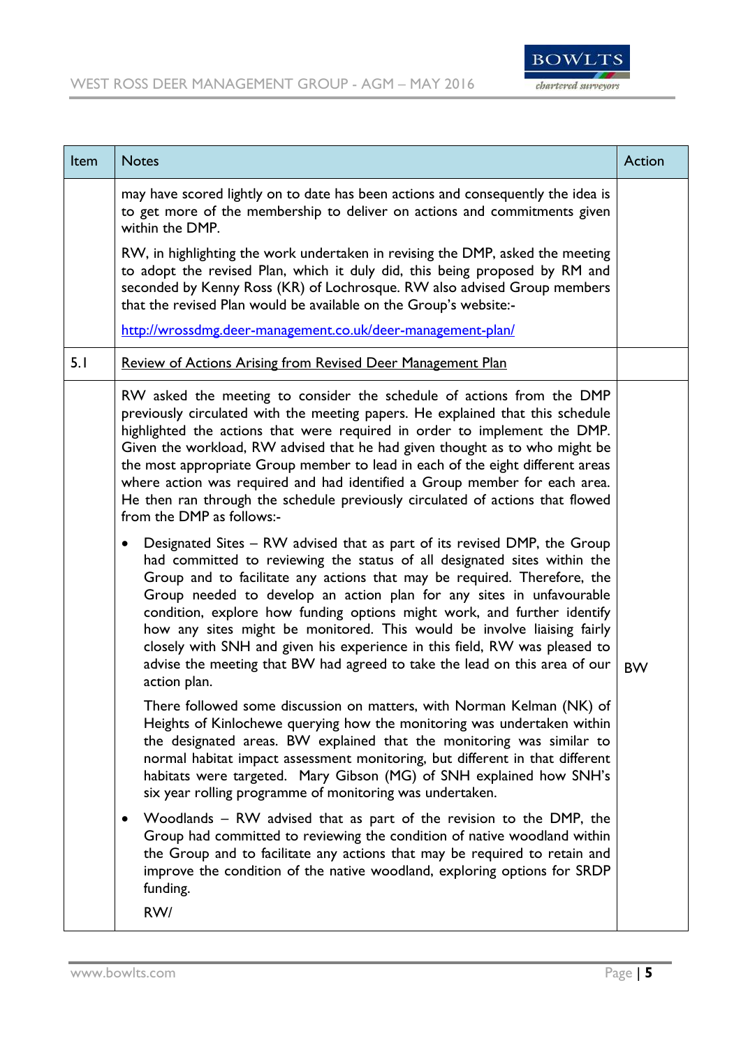| Item | Notes | Action |
|---|---|---|
| | may have scored lightly on to date has been actions and consequently the idea is to get more of the membership to deliver on actions and commitments given within the DMP.<br><br>RW, in highlighting the work undertaken in revising the DMP, asked the meeting to adopt the revised Plan, which it duly did, this being proposed by RM and seconded by Kenny Ross (KR) of Lochrosque. RW also advised Group members that the revised Plan would be available on the Group's website:-<br><br>http://wrossdmg.deer-management.co.uk/deer-management-plan/ | |
| 5.1 | Review of Actions Arising from Revised Deer Management Plan | |
| | RW asked the meeting to consider the schedule of actions from the DMP previously circulated with the meeting papers. He explained that this schedule highlighted the actions that were required in order to implement the DMP. Given the workload, RW advised that he had given thought as to who might be the most appropriate Group member to lead in each of the eight different areas where action was required and had identified a Group member for each area. He then ran through the schedule previously circulated of actions that flowed from the DMP as follows:-<br><br>• Designated Sites – RW advised that as part of its revised DMP, the Group had committed to reviewing the status of all designated sites within the Group and to facilitate any actions that may be required. Therefore, the Group needed to develop an action plan for any sites in unfavourable condition, explore how funding options might work, and further identify how any sites might be monitored. This would be involve liaising fairly closely with SNH and given his experience in this field, RW was pleased to advise the meeting that BW had agreed to take the lead on this area of our action plan.<br><br>There followed some discussion on matters, with Norman Kelman (NK) of Heights of Kinlochewe querying how the monitoring was undertaken within the designated areas. BW explained that the monitoring was similar to normal habitat impact assessment monitoring, but different in that different habitats were targeted. Mary Gibson (MG) of SNH explained how SNH's six year rolling programme of monitoring was undertaken.<br><br>• Woodlands – RW advised that as part of the revision to the DMP, the Group had committed to reviewing the condition of native woodland within the Group and to facilitate any actions that may be required to retain and improve the condition of the native woodland, exploring options for SRDP funding.<br><br>RW/ | BW |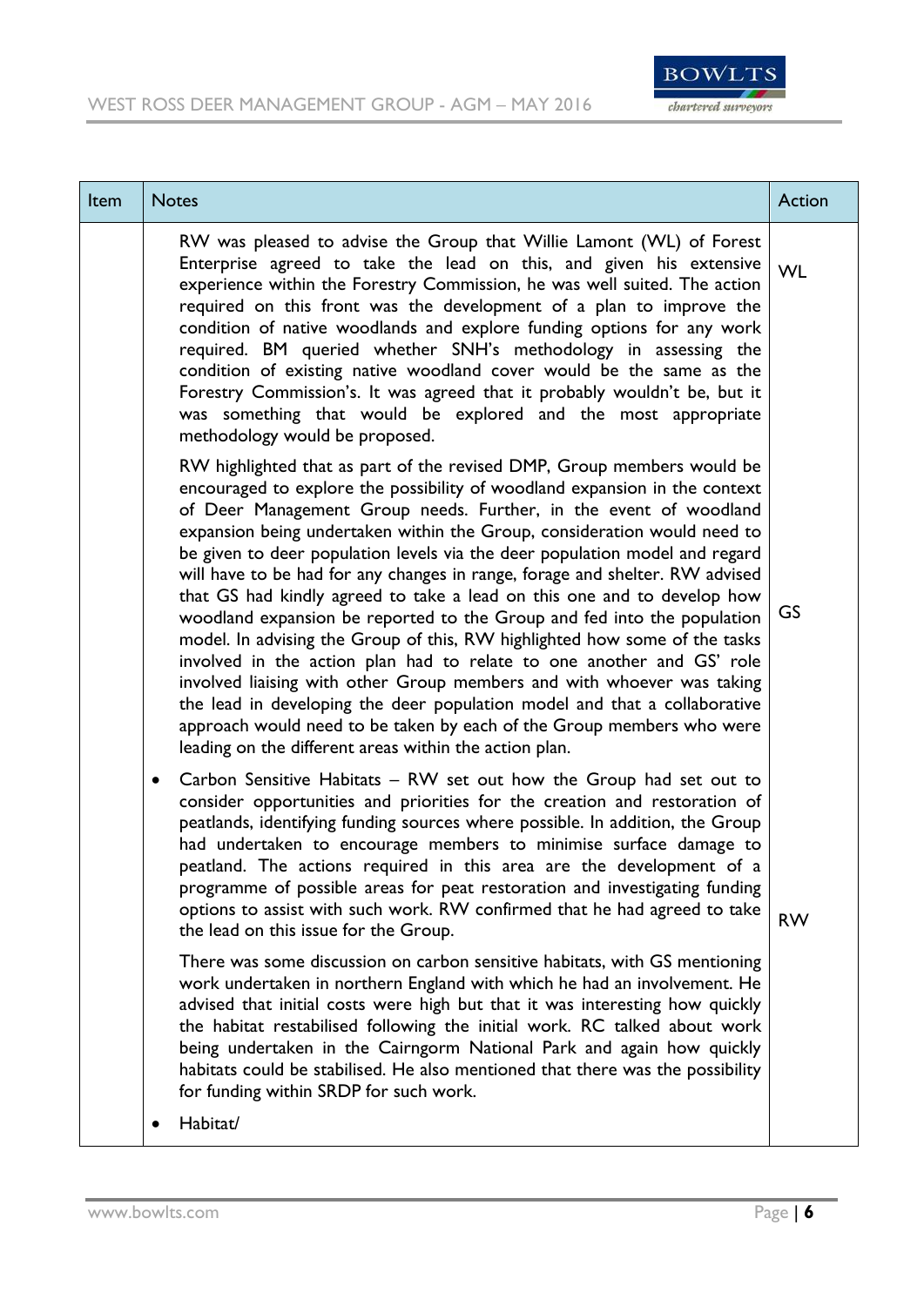| Item | Notes | Action |
| --- | --- | --- |
| | RW was pleased to advise the Group that Willie Lamont (WL) of Forest Enterprise agreed to take the lead on this, and given his extensive experience within the Forestry Commission, he was well suited. The action required on this front was the development of a plan to improve the condition of native woodlands and explore funding options for any work required. BM queried whether SNH's methodology in assessing the condition of existing native woodland cover would be the same as the Forestry Commission's. It was agreed that it probably wouldn't be, but it was something that would be explored and the most appropriate methodology would be proposed. | WL |
| | RW highlighted that as part of the revised DMP, Group members would be encouraged to explore the possibility of woodland expansion in the context of Deer Management Group needs. Further, in the event of woodland expansion being undertaken within the Group, consideration would need to be given to deer population levels via the deer population model and regard will have to be had for any changes in range, forage and shelter. RW advised that GS had kindly agreed to take a lead on this one and to develop how woodland expansion be reported to the Group and fed into the population model. In advising the Group of this, RW highlighted how some of the tasks involved in the action plan had to relate to one another and GS' role involved liaising with other Group members and with whoever was taking the lead in developing the deer population model and that a collaborative approach would need to be taken by each of the Group members who were leading on the different areas within the action plan. | GS |
| | • Carbon Sensitive Habitats – RW set out how the Group had set out to consider opportunities and priorities for the creation and restoration of peatlands, identifying funding sources where possible. In addition, the Group had undertaken to encourage members to minimise surface damage to peatland. The actions required in this area are the development of a programme of possible areas for peat restoration and investigating funding options to assist with such work. RW confirmed that he had agreed to take the lead on this issue for the Group. | RW |
| | There was some discussion on carbon sensitive habitats, with GS mentioning work undertaken in northern England with which he had an involvement. He advised that initial costs were high but that it was interesting how quickly the habitat restabilised following the initial work. RC talked about work being undertaken in the Cairngorm National Park and again how quickly habitats could be stabilised. He also mentioned that there was the possibility for funding within SRDP for such work. | |
| | • Habitat/ | |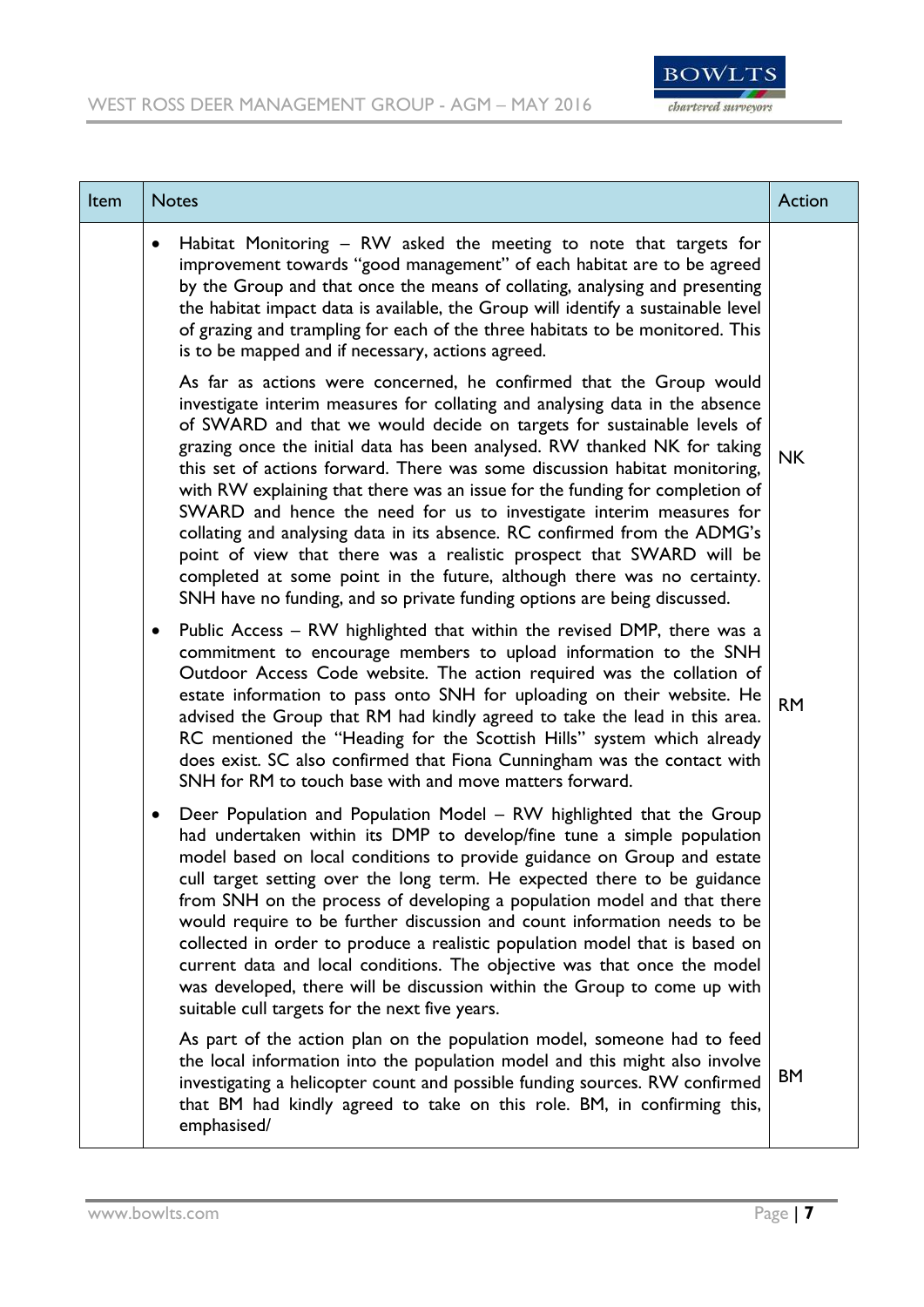| Item | Notes | Action |
| --- | --- | --- |
| | • Habitat Monitoring – RW asked the meeting to note that targets for improvement towards "good management" of each habitat are to be agreed by the Group and that once the means of collating, analysing and presenting the habitat impact data is available, the Group will identify a sustainable level of grazing and trampling for each of the three habitats to be monitored. This is to be mapped and if necessary, actions agreed.<br><br>As far as actions were concerned, he confirmed that the Group would investigate interim measures for collating and analysing data in the absence of SWARD and that we would decide on targets for sustainable levels of grazing once the initial data has been analysed. RW thanked NK for taking this set of actions forward. There was some discussion habitat monitoring, with RW explaining that there was an issue for the funding for completion of SWARD and hence the need for us to investigate interim measures for collating and analysing data in its absence. RC confirmed from the ADMG's point of view that there was a realistic prospect that SWARD will be completed at some point in the future, although there was no certainty. SNH have no funding, and so private funding options are being discussed. | NK |
| | • Public Access – RW highlighted that within the revised DMP, there was a commitment to encourage members to upload information to the SNH Outdoor Access Code website. The action required was the collation of estate information to pass onto SNH for uploading on their website. He advised the Group that RM had kindly agreed to take the lead in this area. RC mentioned the "Heading for the Scottish Hills" system which already does exist. SC also confirmed that Fiona Cunningham was the contact with SNH for RM to touch base with and move matters forward. | RM |
| | • Deer Population and Population Model – RW highlighted that the Group had undertaken within its DMP to develop/fine tune a simple population model based on local conditions to provide guidance on Group and estate cull target setting over the long term. He expected there to be guidance from SNH on the process of developing a population model and that there would require to be further discussion and count information needs to be collected in order to produce a realistic population model that is based on current data and local conditions. The objective was that once the model was developed, there will be discussion within the Group to come up with suitable cull targets for the next five years.<br><br>As part of the action plan on the population model, someone had to feed the local information into the population model and this might also involve investigating a helicopter count and possible funding sources. RW confirmed that BM had kindly agreed to take on this role. BM, in confirming this, emphasised/ | BM |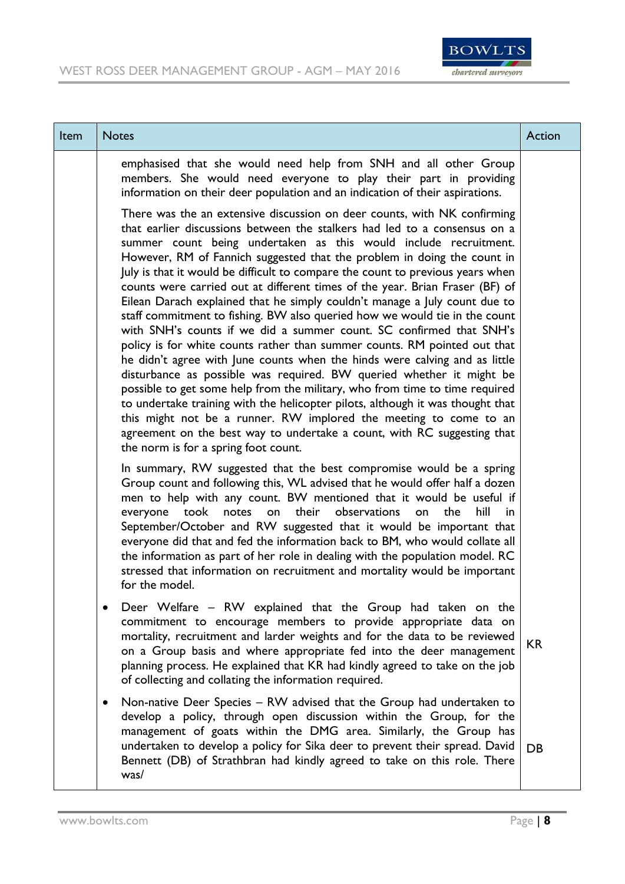| Item | Notes | Action |
|---|---|---|
| | emphasised that she would need help from SNH and all other Group members. She would need everyone to play their part in providing information on their deer population and an indication of their aspirations. | |
| | There was the an extensive discussion on deer counts, with NK confirming that earlier discussions between the stalkers had led to a consensus on a summer count being undertaken as this would include recruitment. However, RM of Fannich suggested that the problem in doing the count in July is that it would be difficult to compare the count to previous years when counts were carried out at different times of the year. Brian Fraser (BF) of Eilean Darach explained that he simply couldn't manage a July count due to staff commitment to fishing. BW also queried how we would tie in the count with SNH's counts if we did a summer count. SC confirmed that SNH's policy is for white counts rather than summer counts. RM pointed out that he didn't agree with June counts when the hinds were calving and as little disturbance as possible was required. BW queried whether it might be possible to get some help from the military, who from time to time required to undertake training with the helicopter pilots, although it was thought that this might not be a runner. RW implored the meeting to come to an agreement on the best way to undertake a count, with RC suggesting that the norm is for a spring foot count. | |
| | In summary, RW suggested that the best compromise would be a spring Group count and following this, WL advised that he would offer half a dozen men to help with any count. BW mentioned that it would be useful if everyone took notes on their observations on the hill in September/October and RW suggested that it would be important that everyone did that and fed the information back to BM, who would collate all the information as part of her role in dealing with the population model. RC stressed that information on recruitment and mortality would be important for the model. | |
| | • Deer Welfare – RW explained that the Group had taken on the commitment to encourage members to provide appropriate data on mortality, recruitment and larder weights and for the data to be reviewed on a Group basis and where appropriate fed into the deer management planning process. He explained that KR had kindly agreed to take on the job of collecting and collating the information required. | KR |
| | • Non-native Deer Species – RW advised that the Group had undertaken to develop a policy, through open discussion within the Group, for the management of goats within the DMG area. Similarly, the Group has undertaken to develop a policy for Sika deer to prevent their spread. David Bennett (DB) of Strathbran had kindly agreed to take on this role. There was/ | DB |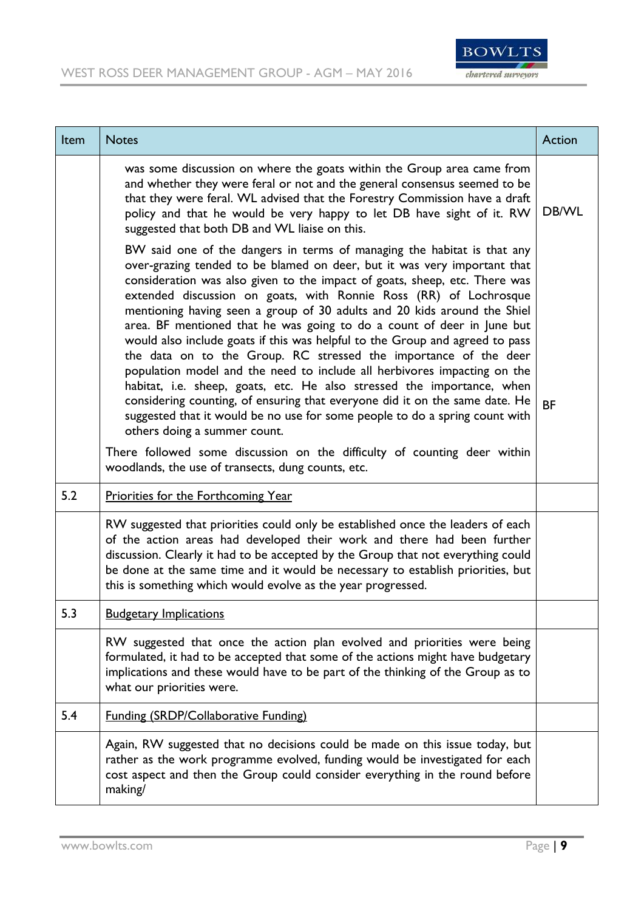| Item | Notes | Action |
|---|---|---|
| | was some discussion on where the goats within the Group area came from and whether they were feral or not and the general consensus seemed to be that they were feral. WL advised that the Forestry Commission have a draft policy and that he would be very happy to let DB have sight of it. RW suggested that both DB and WL liaise on this. | DB/WL |
| | BW said one of the dangers in terms of managing the habitat is that any over-grazing tended to be blamed on deer, but it was very important that consideration was also given to the impact of goats, sheep, etc. There was extended discussion on goats, with Ronnie Ross (RR) of Lochrosque mentioning having seen a group of 30 adults and 20 kids around the Shiel area. BF mentioned that he was going to do a count of deer in June but would also include goats if this was helpful to the Group and agreed to pass the data on to the Group. RC stressed the importance of the deer population model and the need to include all herbivores impacting on the habitat, i.e. sheep, goats, etc. He also stressed the importance, when considering counting, of ensuring that everyone did it on the same date. He suggested that it would be no use for some people to do a spring count with others doing a summer count. | BF |
| | There followed some discussion on the difficulty of counting deer within woodlands, the use of transects, dung counts, etc. | |
| 5.2 | <u>Priorities for the Forthcoming Year</u> | |
| | RW suggested that priorities could only be established once the leaders of each of the action areas had developed their work and there had been further discussion. Clearly it had to be accepted by the Group that not everything could be done at the same time and it would be necessary to establish priorities, but this is something which would evolve as the year progressed. | |
| 5.3 | <u>Budgetary Implications</u> | |
| | RW suggested that once the action plan evolved and priorities were being formulated, it had to be accepted that some of the actions might have budgetary implications and these would have to be part of the thinking of the Group as to what our priorities were. | |
| 5.4 | <u>Funding (SRDP/Collaborative Funding)</u> | |
| | Again, RW suggested that no decisions could be made on this issue today, but rather as the work programme evolved, funding would be investigated for each cost aspect and then the Group could consider everything in the round before making/ | |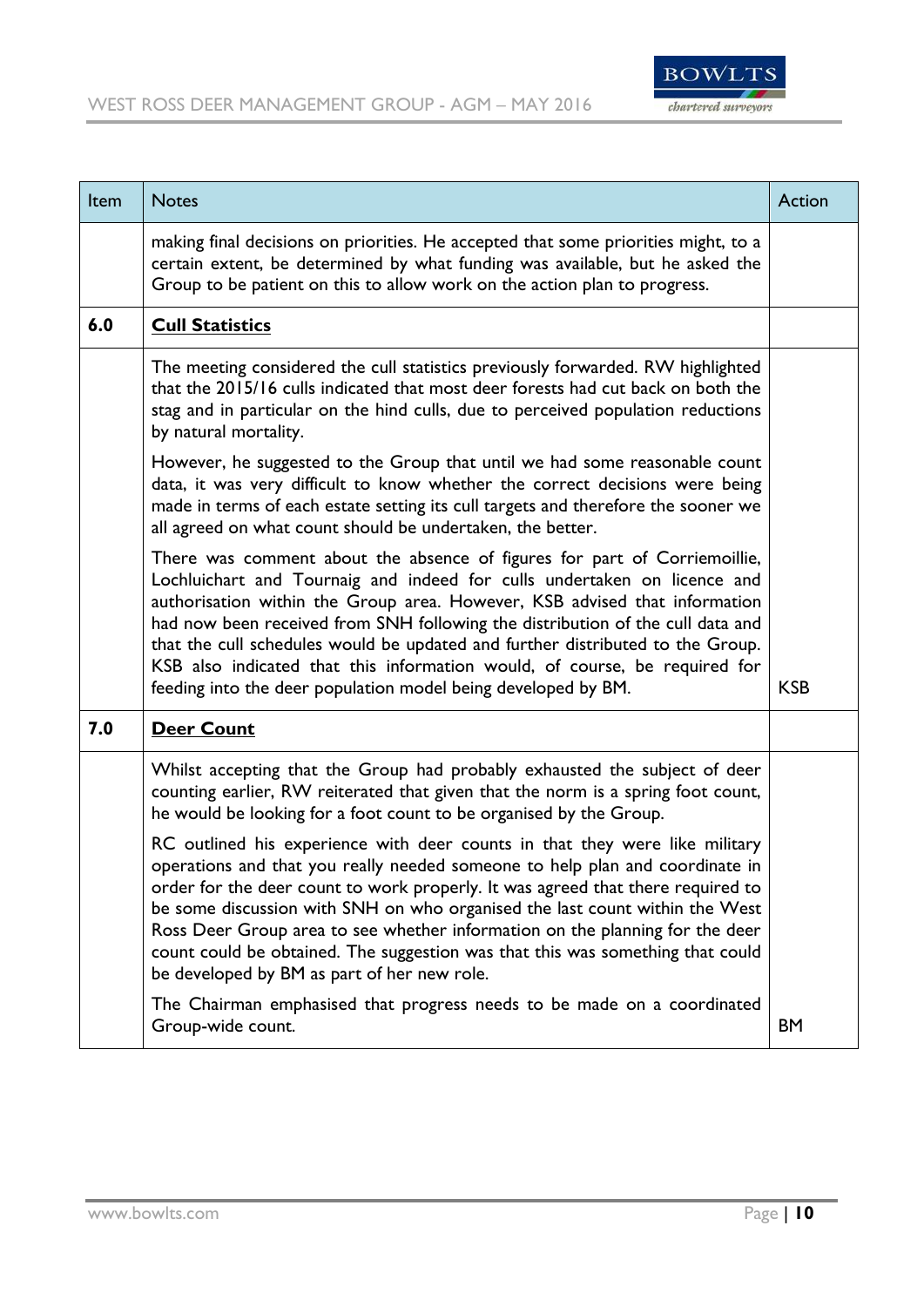| Item | Notes | Action |
|---|---|---|
| | making final decisions on priorities. He accepted that some priorities might, to a certain extent, be determined by what funding was available, but he asked the Group to be patient on this to allow work on the action plan to progress. | |
| **6.0** | **Cull Statistics** | |
| | The meeting considered the cull statistics previously forwarded. RW highlighted that the 2015/16 culls indicated that most deer forests had cut back on both the stag and in particular on the hind culls, due to perceived population reductions by natural mortality.<br><br>However, he suggested to the Group that until we had some reasonable count data, it was very difficult to know whether the correct decisions were being made in terms of each estate setting its cull targets and therefore the sooner we all agreed on what count should be undertaken, the better.<br><br>There was comment about the absence of figures for part of Corriemoillie, Lochluichart and Tournaig and indeed for culls undertaken on licence and authorisation within the Group area. However, KSB advised that information had now been received from SNH following the distribution of the cull data and that the cull schedules would be updated and further distributed to the Group. KSB also indicated that this information would, of course, be required for feeding into the deer population model being developed by BM. | KSB |
| **7.0** | **Deer Count** | |
| | Whilst accepting that the Group had probably exhausted the subject of deer counting earlier, RW reiterated that given that the norm is a spring foot count, he would be looking for a foot count to be organised by the Group.<br><br>RC outlined his experience with deer counts in that they were like military operations and that you really needed someone to help plan and coordinate in order for the deer count to work properly. It was agreed that there required to be some discussion with SNH on who organised the last count within the West Ross Deer Group area to see whether information on the planning for the deer count could be obtained. The suggestion was that this was something that could be developed by BM as part of her new role.<br><br>The Chairman emphasised that progress needs to be made on a coordinated Group-wide count. | BM |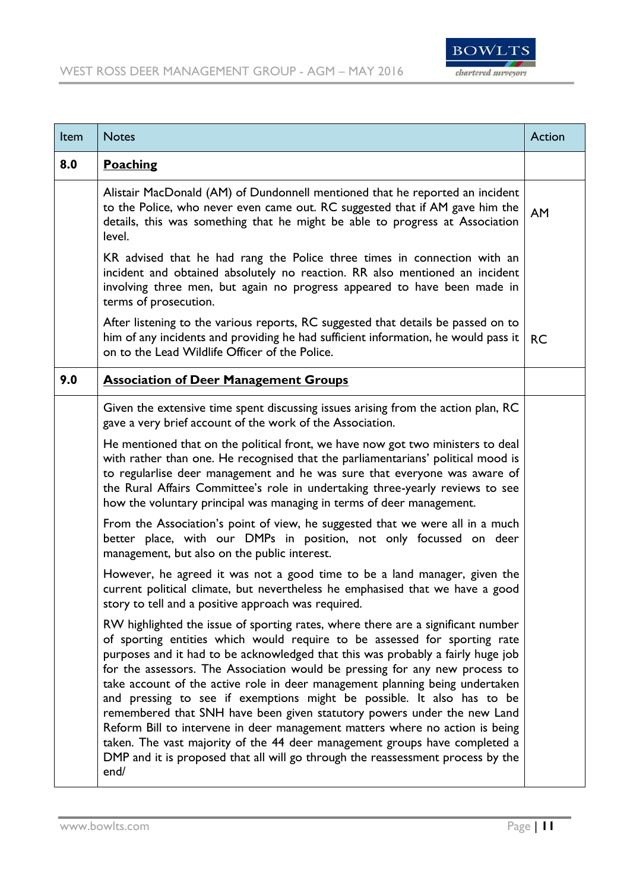| Item | Notes | Action |
|---|---|---|
| **8.0** | **Poaching** | |
| | Alistair MacDonald (AM) of Dundonnell mentioned that he reported an incident to the Police, who never even came out. RC suggested that if AM gave him the details, this was something that he might be able to progress at Association level. | AM |
| | KR advised that he had rang the Police three times in connection with an incident and obtained absolutely no reaction. RR also mentioned an incident involving three men, but again no progress appeared to have been made in terms of prosecution. | |
| | After listening to the various reports, RC suggested that details be passed on to him of any incidents and providing he had sufficient information, he would pass it on to the Lead Wildlife Officer of the Police. | RC |
| **9.0** | **Association of Deer Management Groups** | |
| | Given the extensive time spent discussing issues arising from the action plan, RC gave a very brief account of the work of the Association. | |
| | He mentioned that on the political front, we have now got two ministers to deal with rather than one. He recognised that the parliamentarians' political mood is to regularlise deer management and he was sure that everyone was aware of the Rural Affairs Committee's role in undertaking three-yearly reviews to see how the voluntary principal was managing in terms of deer management. | |
| | From the Association's point of view, he suggested that we were all in a much better place, with our DMPs in position, not only focussed on deer management, but also on the public interest. | |
| | However, he agreed it was not a good time to be a land manager, given the current political climate, but nevertheless he emphasised that we have a good story to tell and a positive approach was required. | |
| | RW highlighted the issue of sporting rates, where there are a significant number of sporting entities which would require to be assessed for sporting rate purposes and it had to be acknowledged that this was probably a fairly huge job for the assessors. The Association would be pressing for any new process to take account of the active role in deer management planning being undertaken and pressing to see if exemptions might be possible. It also has to be remembered that SNH have been given statutory powers under the new Land Reform Bill to intervene in deer management matters where no action is being taken. The vast majority of the 44 deer management groups have completed a DMP and it is proposed that all will go through the reassessment process by the end/ | |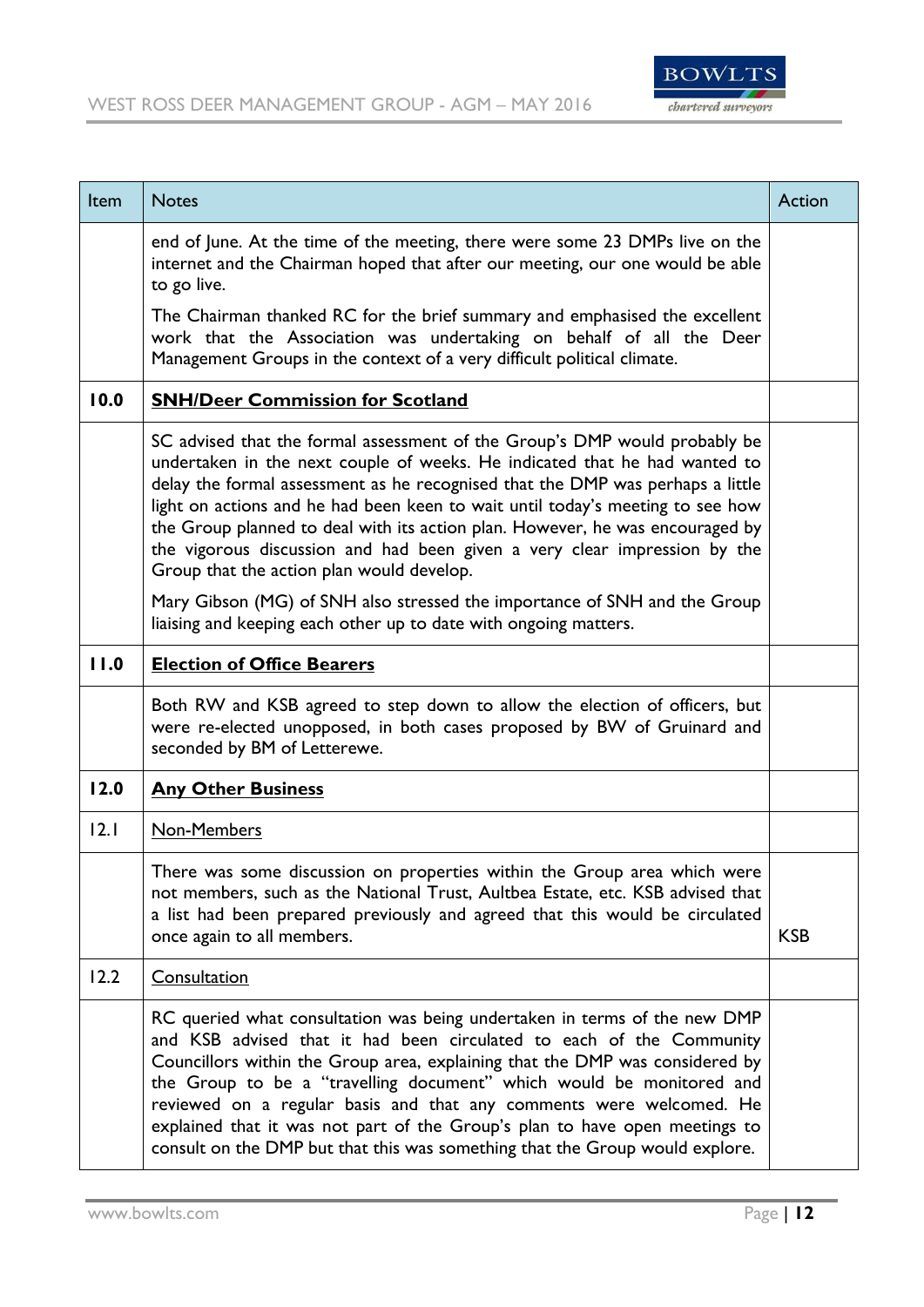| Item | Notes | Action |
|---|---|---|
| | end of June. At the time of the meeting, there were some 23 DMPs live on the internet and the Chairman hoped that after our meeting, our one would be able to go live.<br><br>The Chairman thanked RC for the brief summary and emphasised the excellent work that the Association was undertaking on behalf of all the Deer Management Groups in the context of a very difficult political climate. | |
| **10.0** | **SNH/Deer Commission for Scotland** | |
| | SC advised that the formal assessment of the Group's DMP would probably be undertaken in the next couple of weeks. He indicated that he had wanted to delay the formal assessment as he recognised that the DMP was perhaps a little light on actions and he had been keen to wait until today's meeting to see how the Group planned to deal with its action plan. However, he was encouraged by the vigorous discussion and had been given a very clear impression by the Group that the action plan would develop.<br><br>Mary Gibson (MG) of SNH also stressed the importance of SNH and the Group liaising and keeping each other up to date with ongoing matters. | |
| **11.0** | **Election of Office Bearers** | |
| | Both RW and KSB agreed to step down to allow the election of officers, but were re-elected unopposed, in both cases proposed by BW of Gruinard and seconded by BM of Letterewe. | |
| **12.0** | **Any Other Business** | |
| 12.1 | Non-Members | |
| | There was some discussion on properties within the Group area which were not members, such as the National Trust, Aultbea Estate, etc. KSB advised that a list had been prepared previously and agreed that this would be circulated once again to all members. | KSB |
| 12.2 | Consultation | |
| | RC queried what consultation was being undertaken in terms of the new DMP and KSB advised that it had been circulated to each of the Community Councillors within the Group area, explaining that the DMP was considered by the Group to be a "travelling document" which would be monitored and reviewed on a regular basis and that any comments were welcomed. He explained that it was not part of the Group's plan to have open meetings to consult on the DMP but that this was something that the Group would explore. | |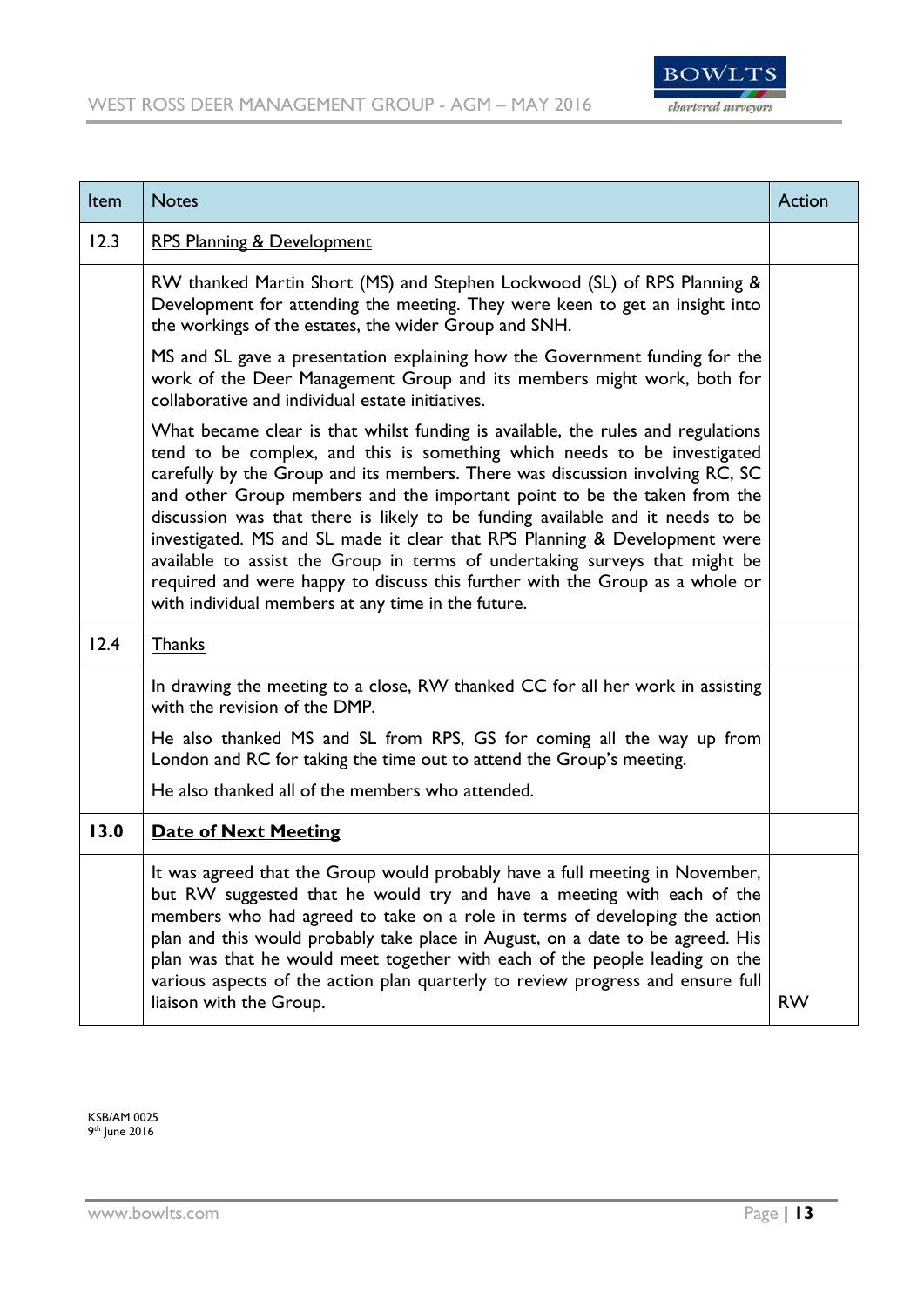| Item | Notes | Action |
|---|---|---|
| 12.3 | <u>RPS Planning & Development</u> | |
| | RW thanked Martin Short (MS) and Stephen Lockwood (SL) of RPS Planning & Development for attending the meeting. They were keen to get an insight into the workings of the estates, the wider Group and SNH.<br><br>MS and SL gave a presentation explaining how the Government funding for the work of the Deer Management Group and its members might work, both for collaborative and individual estate initiatives.<br><br>What became clear is that whilst funding is available, the rules and regulations tend to be complex, and this is something which needs to be investigated carefully by the Group and its members. There was discussion involving RC, SC and other Group members and the important point to be the taken from the discussion was that there is likely to be funding available and it needs to be investigated. MS and SL made it clear that RPS Planning & Development were available to assist the Group in terms of undertaking surveys that might be required and were happy to discuss this further with the Group as a whole or with individual members at any time in the future. | |
| 12.4 | <u>Thanks</u> | |
| | In drawing the meeting to a close, RW thanked CC for all her work in assisting with the revision of the DMP.<br><br>He also thanked MS and SL from RPS, GS for coming all the way up from London and RC for taking the time out to attend the Group's meeting.<br><br>He also thanked all of the members who attended. | |
| **13.0** | **<u>Date of Next Meeting</u>** | |
| | It was agreed that the Group would probably have a full meeting in November, but RW suggested that he would try and have a meeting with each of the members who had agreed to take on a role in terms of developing the action plan and this would probably take place in August, on a date to be agreed. His plan was that he would meet together with each of the people leading on the various aspects of the action plan quarterly to review progress and ensure full liaison with the Group. | RW |

KSB/AM 0025
9th June 2016